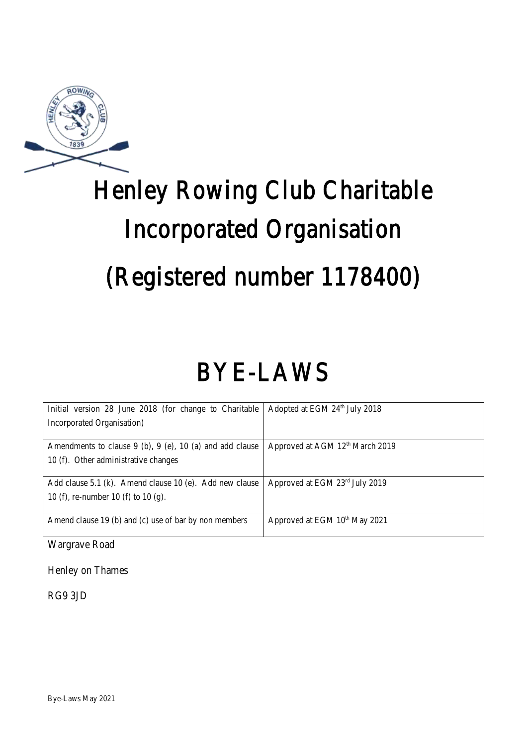# Henley Rowing Club Charitable Incorporated Organisation

# (Registered number 1178400)

# BYE-LAWS

| | |
|---|---|
| Initial version 28 June 2018 (for change to Charitable Incorporated Organisation) | Adopted at EGM 24th July 2018 |
| Amendments to clause 9 (b), 9 (e), 10 (a) and add clause 10 (f). Other administrative changes | Approved at AGM 12th March 2019 |
| Add clause 5.1 (k). Amend clause 10 (e). Add new clause 10 (f), re-number 10 (f) to 10 (g). | Approved at EGM 23rd July 2019 |
| Amend clause 19 (b) and (c) use of bar by non members | Approved at EGM 10th May 2021 |

Wargrave Road

Henley on Thames

RG9 3JD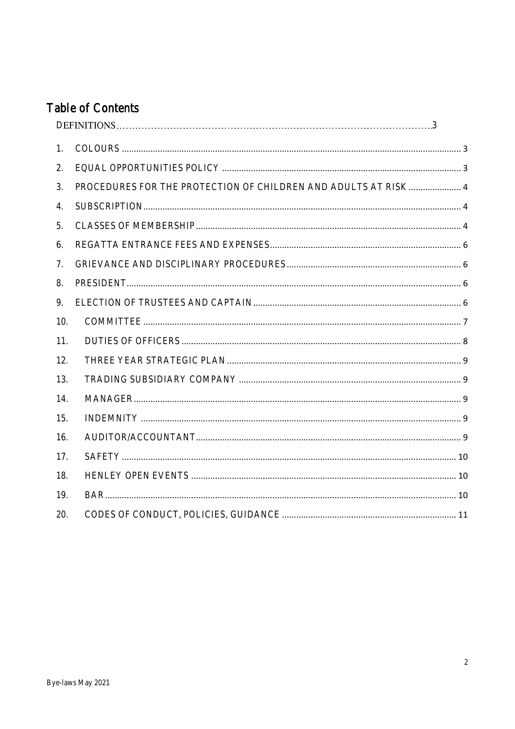# Table of Contents

DEFINITIONS.......................................................................................3

1. COLOURS ..................................................................................... 3
2. EQUAL OPPORTUNITIES POLICY ..................................................... 3
3. PROCEDURES FOR THE PROTECTION OF CHILDREN AND ADULTS AT RISK ..................... 4
4. SUBSCRIPTION ..................................................................................... 4
5. CLASSES OF MEMBERSHIP ..................................................................................... 4
6. REGATTA ENTRANCE FEES AND EXPENSES ..................................................................... 6
7. GRIEVANCE AND DISCIPLINARY PROCEDURES ..................................................................... 6
8. PRESIDENT ..................................................................................... 6
9. ELECTION OF TRUSTEES AND CAPTAIN ..................................................................... 6
10. COMMITTEE ..................................................................................... 7
11. DUTIES OF OFFICERS ..................................................................................... 8
12. THREE YEAR STRATEGIC PLAN ..................................................................................... 9
13. TRADING SUBSIDIARY COMPANY ..................................................................................... 9
14. MANAGER ..................................................................................... 9
15. INDEMNITY ..................................................................................... 9
16. AUDITOR/ACCOUNTANT ..................................................................................... 9
17. SAFETY ..................................................................................... 10
18. HENLEY OPEN EVENTS ..................................................................................... 10
19. BAR ..................................................................................... 10
20. CODES OF CONDUCT, POLICIES, GUIDANCE ..................................................................... 11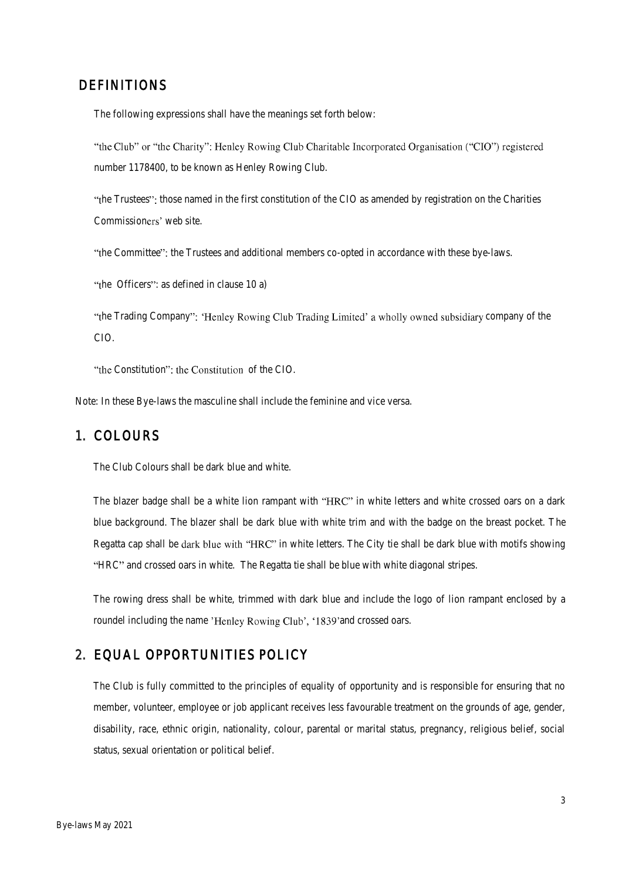## DEFINITIONS

The following expressions shall have the meanings set forth below:

"the Club" or "the Charity": Henley Rowing Club Charitable Incorporated Organisation ("CIO") registered number 1178400, to be known as Henley Rowing Club.

"the Trustees": those named in the first constitution of the CIO as amended by registration on the Charities Commissioners' web site.

"the Committee": the Trustees and additional members co-opted in accordance with these bye-laws.

"the Officers": as defined in clause 10 a)

"the Trading Company": 'Henley Rowing Club Trading Limited' a wholly owned subsidiary company of the CIO.

"the Constitution": the Constitution of the CIO.

Note: In these Bye-laws the masculine shall include the feminine and vice versa.

## 1. COLOURS

The Club Colours shall be dark blue and white.

The blazer badge shall be a white lion rampant with "HRC" in white letters and white crossed oars on a dark blue background. The blazer shall be dark blue with white trim and with the badge on the breast pocket. The Regatta cap shall be dark blue with "HRC" in white letters. The City tie shall be dark blue with motifs showing "HRC" and crossed oars in white. The Regatta tie shall be blue with white diagonal stripes.

The rowing dress shall be white, trimmed with dark blue and include the logo of lion rampant enclosed by a roundel including the name 'Henley Rowing Club', '1839'and crossed oars.

## 2. EQUAL OPPORTUNITIES POLICY

The Club is fully committed to the principles of equality of opportunity and is responsible for ensuring that no member, volunteer, employee or job applicant receives less favourable treatment on the grounds of age, gender, disability, race, ethnic origin, nationality, colour, parental or marital status, pregnancy, religious belief, social status, sexual orientation or political belief.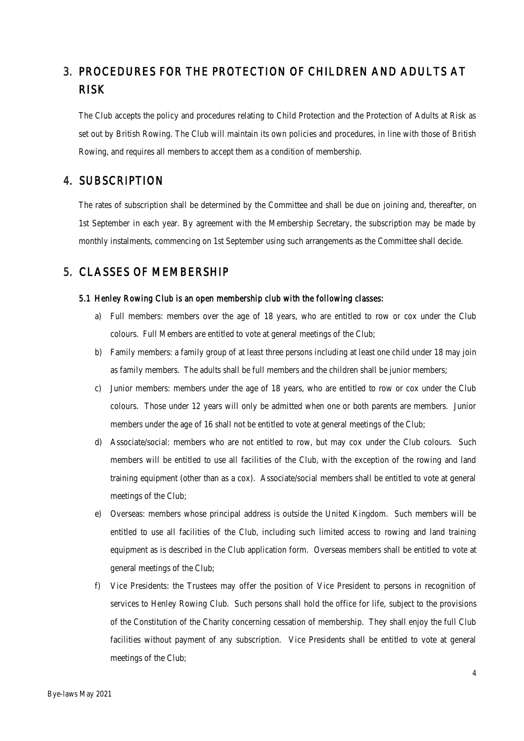## 3. PROCEDURES FOR THE PROTECTION OF CHILDREN AND ADULTS AT RISK

The Club accepts the policy and procedures relating to Child Protection and the Protection of Adults at Risk as set out by British Rowing. The Club will maintain its own policies and procedures, in line with those of British Rowing, and requires all members to accept them as a condition of membership.

## 4. SUBSCRIPTION

The rates of subscription shall be determined by the Committee and shall be due on joining and, thereafter, on 1st September in each year. By agreement with the Membership Secretary, the subscription may be made by monthly instalments, commencing on 1st September using such arrangements as the Committee shall decide.

## 5. CLASSES OF MEMBERSHIP

### 5.1 Henley Rowing Club is an open membership club with the following classes:

a) Full members: members over the age of 18 years, who are entitled to row or cox under the Club colours. Full Members are entitled to vote at general meetings of the Club;

b) Family members: a family group of at least three persons including at least one child under 18 may join as family members. The adults shall be full members and the children shall be junior members;

c) Junior members: members under the age of 18 years, who are entitled to row or cox under the Club colours. Those under 12 years will only be admitted when one or both parents are members. Junior members under the age of 16 shall not be entitled to vote at general meetings of the Club;

d) Associate/social: members who are not entitled to row, but may cox under the Club colours. Such members will be entitled to use all facilities of the Club, with the exception of the rowing and land training equipment (other than as a cox). Associate/social members shall be entitled to vote at general meetings of the Club;

e) Overseas: members whose principal address is outside the United Kingdom. Such members will be entitled to use all facilities of the Club, including such limited access to rowing and land training equipment as is described in the Club application form. Overseas members shall be entitled to vote at general meetings of the Club;

f) Vice Presidents: the Trustees may offer the position of Vice President to persons in recognition of services to Henley Rowing Club. Such persons shall hold the office for life, subject to the provisions of the Constitution of the Charity concerning cessation of membership. They shall enjoy the full Club facilities without payment of any subscription. Vice Presidents shall be entitled to vote at general meetings of the Club;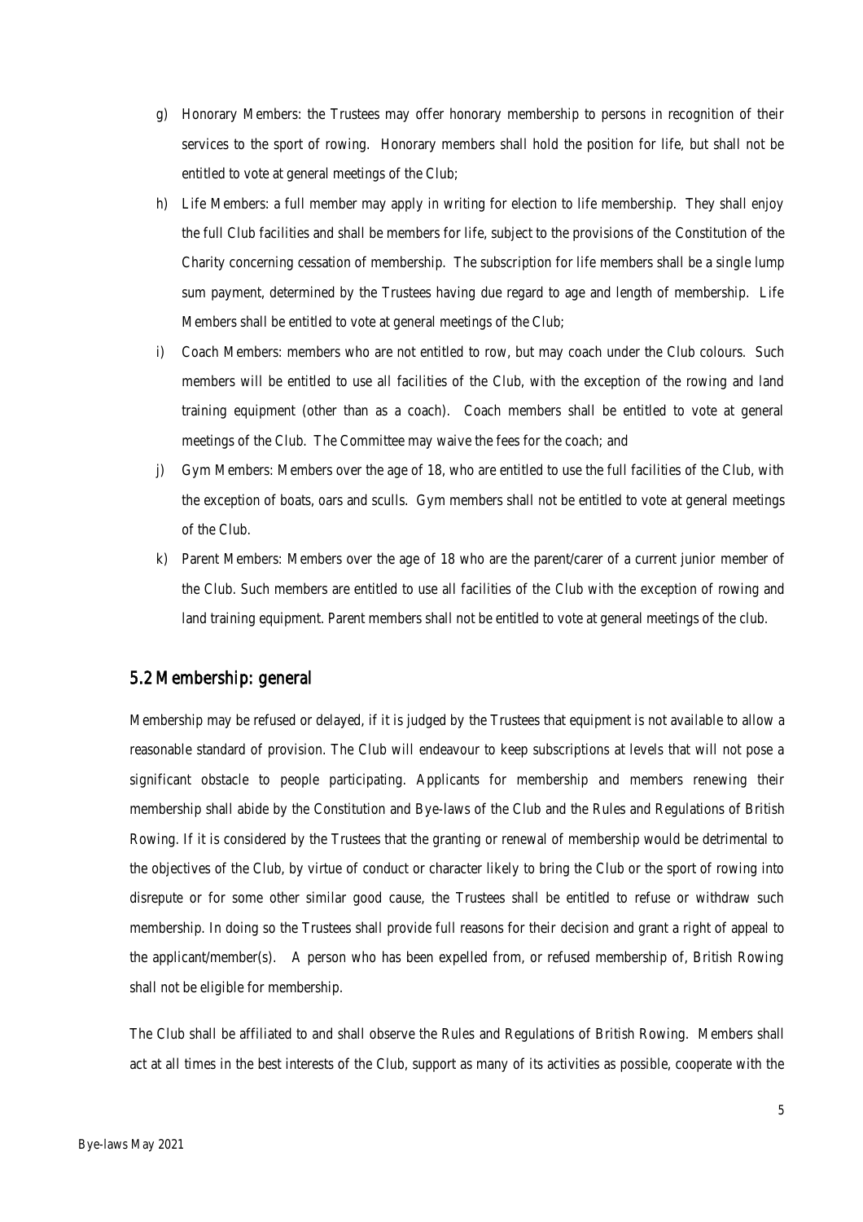g) Honorary Members: the Trustees may offer honorary membership to persons in recognition of their services to the sport of rowing. Honorary members shall hold the position for life, but shall not be entitled to vote at general meetings of the Club;

h) Life Members: a full member may apply in writing for election to life membership. They shall enjoy the full Club facilities and shall be members for life, subject to the provisions of the Constitution of the Charity concerning cessation of membership. The subscription for life members shall be a single lump sum payment, determined by the Trustees having due regard to age and length of membership. Life Members shall be entitled to vote at general meetings of the Club;

i) Coach Members: members who are not entitled to row, but may coach under the Club colours. Such members will be entitled to use all facilities of the Club, with the exception of the rowing and land training equipment (other than as a coach). Coach members shall be entitled to vote at general meetings of the Club. The Committee may waive the fees for the coach; and

j) Gym Members: Members over the age of 18, who are entitled to use the full facilities of the Club, with the exception of boats, oars and sculls. Gym members shall not be entitled to vote at general meetings of the Club.

k) Parent Members: Members over the age of 18 who are the parent/carer of a current junior member of the Club. Such members are entitled to use all facilities of the Club with the exception of rowing and land training equipment. Parent members shall not be entitled to vote at general meetings of the club.

## 5.2 Membership: general

Membership may be refused or delayed, if it is judged by the Trustees that equipment is not available to allow a reasonable standard of provision. The Club will endeavour to keep subscriptions at levels that will not pose a significant obstacle to people participating. Applicants for membership and members renewing their membership shall abide by the Constitution and Bye-laws of the Club and the Rules and Regulations of British Rowing. If it is considered by the Trustees that the granting or renewal of membership would be detrimental to the objectives of the Club, by virtue of conduct or character likely to bring the Club or the sport of rowing into disrepute or for some other similar good cause, the Trustees shall be entitled to refuse or withdraw such membership. In doing so the Trustees shall provide full reasons for their decision and grant a right of appeal to the applicant/member(s). A person who has been expelled from, or refused membership of, British Rowing shall not be eligible for membership.

The Club shall be affiliated to and shall observe the Rules and Regulations of British Rowing. Members shall act at all times in the best interests of the Club, support as many of its activities as possible, cooperate with the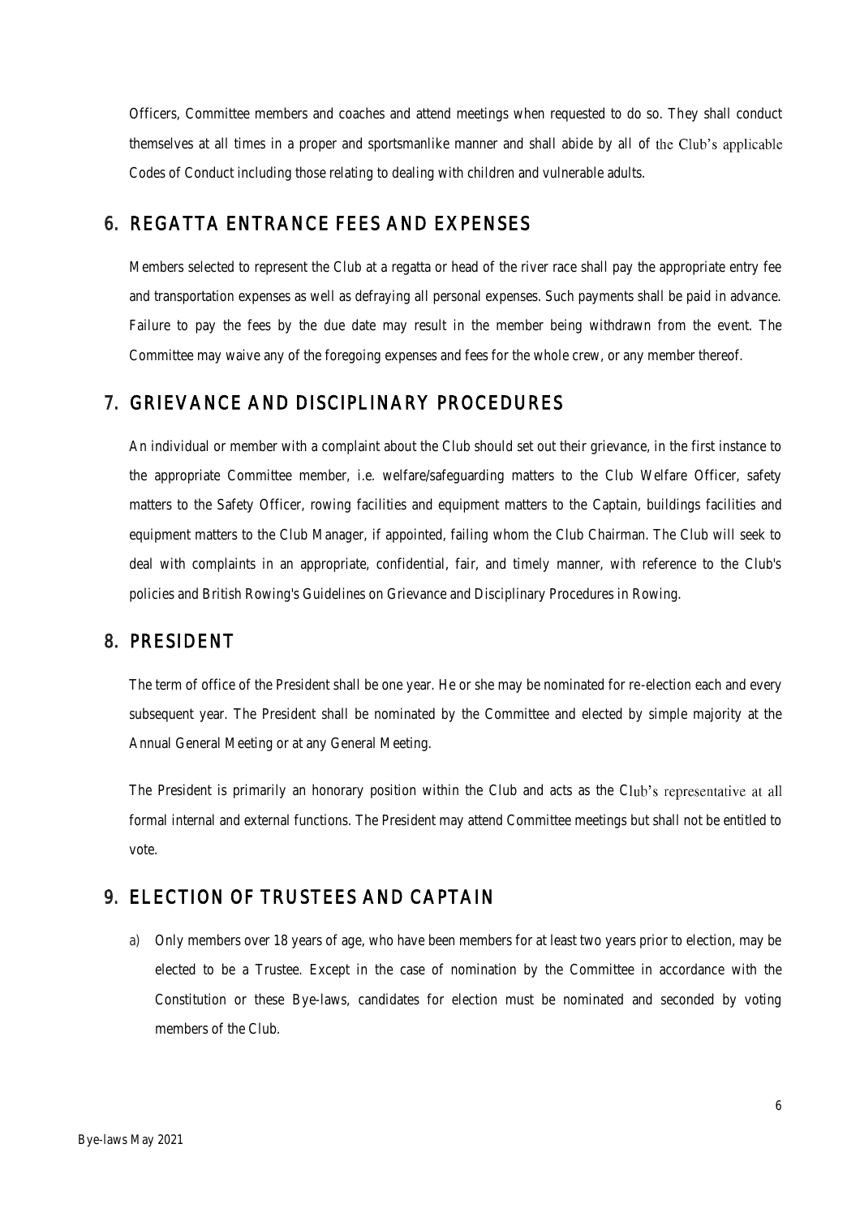Officers, Committee members and coaches and attend meetings when requested to do so. They shall conduct themselves at all times in a proper and sportsmanlike manner and shall abide by all of the Club's applicable Codes of Conduct including those relating to dealing with children and vulnerable adults.

## 6. REGATTA ENTRANCE FEES AND EXPENSES

Members selected to represent the Club at a regatta or head of the river race shall pay the appropriate entry fee and transportation expenses as well as defraying all personal expenses. Such payments shall be paid in advance. Failure to pay the fees by the due date may result in the member being withdrawn from the event. The Committee may waive any of the foregoing expenses and fees for the whole crew, or any member thereof.

## 7. GRIEVANCE AND DISCIPLINARY PROCEDURES

An individual or member with a complaint about the Club should set out their grievance, in the first instance to the appropriate Committee member, i.e. welfare/safeguarding matters to the Club Welfare Officer, safety matters to the Safety Officer, rowing facilities and equipment matters to the Captain, buildings facilities and equipment matters to the Club Manager, if appointed, failing whom the Club Chairman. The Club will seek to deal with complaints in an appropriate, confidential, fair, and timely manner, with reference to the Club's policies and British Rowing's Guidelines on Grievance and Disciplinary Procedures in Rowing.

## 8. PRESIDENT

The term of office of the President shall be one year. He or she may be nominated for re-election each and every subsequent year. The President shall be nominated by the Committee and elected by simple majority at the Annual General Meeting or at any General Meeting.

The President is primarily an honorary position within the Club and acts as the Club's representative at all formal internal and external functions. The President may attend Committee meetings but shall not be entitled to vote.

## 9. ELECTION OF TRUSTEES AND CAPTAIN

a) Only members over 18 years of age, who have been members for at least two years prior to election, may be elected to be a Trustee. Except in the case of nomination by the Committee in accordance with the Constitution or these Bye-laws, candidates for election must be nominated and seconded by voting members of the Club.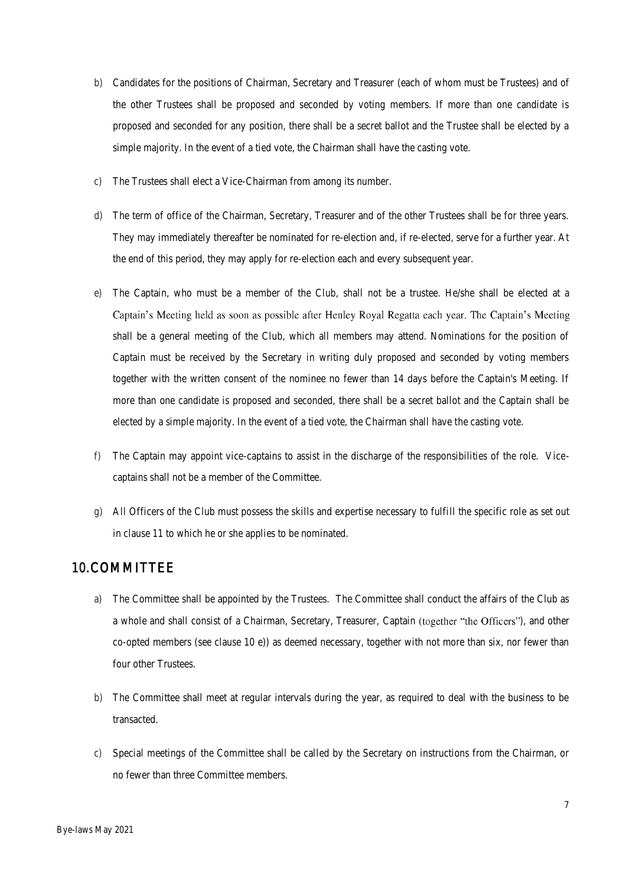b) Candidates for the positions of Chairman, Secretary and Treasurer (each of whom must be Trustees) and of the other Trustees shall be proposed and seconded by voting members. If more than one candidate is proposed and seconded for any position, there shall be a secret ballot and the Trustee shall be elected by a simple majority. In the event of a tied vote, the Chairman shall have the casting vote.

c) The Trustees shall elect a Vice-Chairman from among its number.

d) The term of office of the Chairman, Secretary, Treasurer and of the other Trustees shall be for three years. They may immediately thereafter be nominated for re-election and, if re-elected, serve for a further year. At the end of this period, they may apply for re-election each and every subsequent year.

e) The Captain, who must be a member of the Club, shall not be a trustee. He/she shall be elected at a Captain's Meeting held as soon as possible after Henley Royal Regatta each year. The Captain's Meeting shall be a general meeting of the Club, which all members may attend. Nominations for the position of Captain must be received by the Secretary in writing duly proposed and seconded by voting members together with the written consent of the nominee no fewer than 14 days before the Captain's Meeting. If more than one candidate is proposed and seconded, there shall be a secret ballot and the Captain shall be elected by a simple majority. In the event of a tied vote, the Chairman shall have the casting vote.

f) The Captain may appoint vice-captains to assist in the discharge of the responsibilities of the role. Vice-captains shall not be a member of the Committee.

g) All Officers of the Club must possess the skills and expertise necessary to fulfill the specific role as set out in clause 11 to which he or she applies to be nominated.

## 10.COMMITTEE

a) The Committee shall be appointed by the Trustees. The Committee shall conduct the affairs of the Club as a whole and shall consist of a Chairman, Secretary, Treasurer, Captain (together "the Officers"), and other co-opted members (see clause 10 e)) as deemed necessary, together with not more than six, nor fewer than four other Trustees.

b) The Committee shall meet at regular intervals during the year, as required to deal with the business to be transacted.

c) Special meetings of the Committee shall be called by the Secretary on instructions from the Chairman, or no fewer than three Committee members.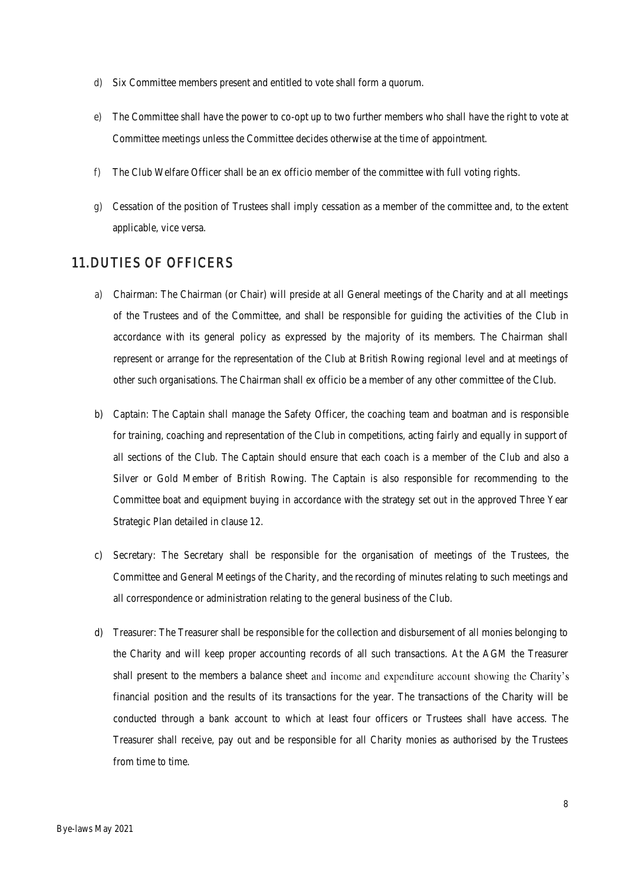d) Six Committee members present and entitled to vote shall form a quorum.

e) The Committee shall have the power to co-opt up to two further members who shall have the right to vote at Committee meetings unless the Committee decides otherwise at the time of appointment.

f) The Club Welfare Officer shall be an ex officio member of the committee with full voting rights.

g) Cessation of the position of Trustees shall imply cessation as a member of the committee and, to the extent applicable, vice versa.

## 11. DUTIES OF OFFICERS

a) Chairman: The Chairman (or Chair) will preside at all General meetings of the Charity and at all meetings of the Trustees and of the Committee, and shall be responsible for guiding the activities of the Club in accordance with its general policy as expressed by the majority of its members. The Chairman shall represent or arrange for the representation of the Club at British Rowing regional level and at meetings of other such organisations. The Chairman shall ex officio be a member of any other committee of the Club.

b) Captain: The Captain shall manage the Safety Officer, the coaching team and boatman and is responsible for training, coaching and representation of the Club in competitions, acting fairly and equally in support of all sections of the Club. The Captain should ensure that each coach is a member of the Club and also a Silver or Gold Member of British Rowing. The Captain is also responsible for recommending to the Committee boat and equipment buying in accordance with the strategy set out in the approved Three Year Strategic Plan detailed in clause 12.

c) Secretary: The Secretary shall be responsible for the organisation of meetings of the Trustees, the Committee and General Meetings of the Charity, and the recording of minutes relating to such meetings and all correspondence or administration relating to the general business of the Club.

d) Treasurer: The Treasurer shall be responsible for the collection and disbursement of all monies belonging to the Charity and will keep proper accounting records of all such transactions. At the AGM the Treasurer shall present to the members a balance sheet and income and expenditure account showing the Charity's financial position and the results of its transactions for the year. The transactions of the Charity will be conducted through a bank account to which at least four officers or Trustees shall have access. The Treasurer shall receive, pay out and be responsible for all Charity monies as authorised by the Trustees from time to time.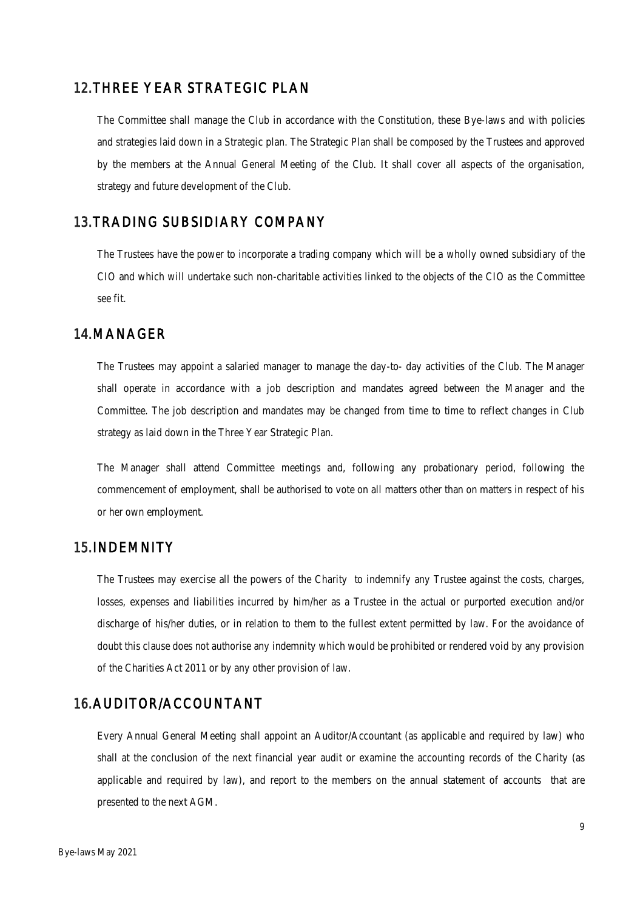## 12. THREE YEAR STRATEGIC PLAN

The Committee shall manage the Club in accordance with the Constitution, these Bye-laws and with policies and strategies laid down in a Strategic plan. The Strategic Plan shall be composed by the Trustees and approved by the members at the Annual General Meeting of the Club. It shall cover all aspects of the organisation, strategy and future development of the Club.

## 13. TRADING SUBSIDIARY COMPANY

The Trustees have the power to incorporate a trading company which will be a wholly owned subsidiary of the CIO and which will undertake such non-charitable activities linked to the objects of the CIO as the Committee see fit.

## 14. MANAGER

The Trustees may appoint a salaried manager to manage the day-to- day activities of the Club. The Manager shall operate in accordance with a job description and mandates agreed between the Manager and the Committee. The job description and mandates may be changed from time to time to reflect changes in Club strategy as laid down in the Three Year Strategic Plan.

The Manager shall attend Committee meetings and, following any probationary period, following the commencement of employment, shall be authorised to vote on all matters other than on matters in respect of his or her own employment.

## 15. INDEMNITY

The Trustees may exercise all the powers of the Charity to indemnify any Trustee against the costs, charges, losses, expenses and liabilities incurred by him/her as a Trustee in the actual or purported execution and/or discharge of his/her duties, or in relation to them to the fullest extent permitted by law. For the avoidance of doubt this clause does not authorise any indemnity which would be prohibited or rendered void by any provision of the Charities Act 2011 or by any other provision of law.

## 16. AUDITOR/ACCOUNTANT

Every Annual General Meeting shall appoint an Auditor/Accountant (as applicable and required by law) who shall at the conclusion of the next financial year audit or examine the accounting records of the Charity (as applicable and required by law), and report to the members on the annual statement of accounts that are presented to the next AGM.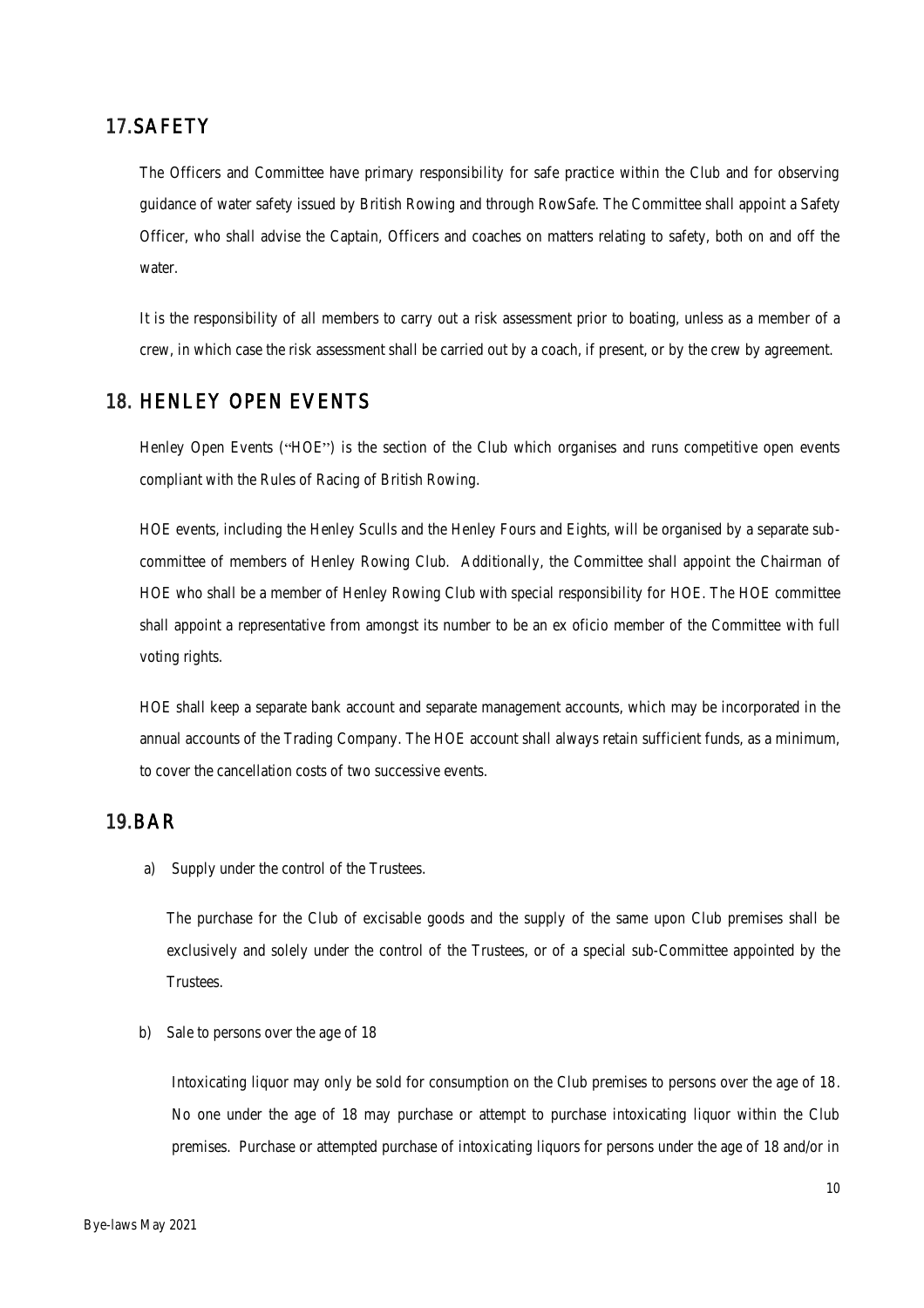## 17. SAFETY

The Officers and Committee have primary responsibility for safe practice within the Club and for observing guidance of water safety issued by British Rowing and through RowSafe. The Committee shall appoint a Safety Officer, who shall advise the Captain, Officers and coaches on matters relating to safety, both on and off the water.

It is the responsibility of all members to carry out a risk assessment prior to boating, unless as a member of a crew, in which case the risk assessment shall be carried out by a coach, if present, or by the crew by agreement.

## 18. HENLEY OPEN EVENTS

Henley Open Events ("HOE") is the section of the Club which organises and runs competitive open events compliant with the Rules of Racing of British Rowing.

HOE events, including the Henley Sculls and the Henley Fours and Eights, will be organised by a separate sub-committee of members of Henley Rowing Club. Additionally, the Committee shall appoint the Chairman of HOE who shall be a member of Henley Rowing Club with special responsibility for HOE. The HOE committee shall appoint a representative from amongst its number to be an ex oficio member of the Committee with full voting rights.

HOE shall keep a separate bank account and separate management accounts, which may be incorporated in the annual accounts of the Trading Company. The HOE account shall always retain sufficient funds, as a minimum, to cover the cancellation costs of two successive events.

## 19. BAR

a) Supply under the control of the Trustees.

The purchase for the Club of excisable goods and the supply of the same upon Club premises shall be exclusively and solely under the control of the Trustees, or of a special sub-Committee appointed by the Trustees.

b) Sale to persons over the age of 18

Intoxicating liquor may only be sold for consumption on the Club premises to persons over the age of 18. No one under the age of 18 may purchase or attempt to purchase intoxicating liquor within the Club premises. Purchase or attempted purchase of intoxicating liquors for persons under the age of 18 and/or in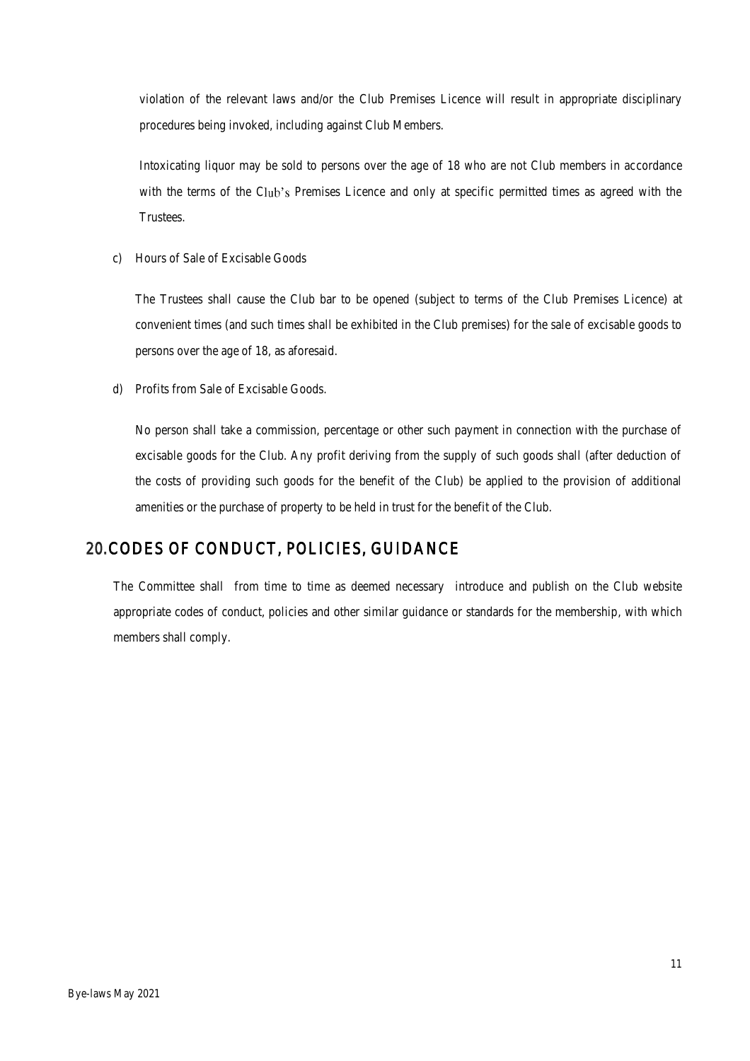violation of the relevant laws and/or the Club Premises Licence will result in appropriate disciplinary procedures being invoked, including against Club Members.

Intoxicating liquor may be sold to persons over the age of 18 who are not Club members in accordance with the terms of the Club's Premises Licence and only at specific permitted times as agreed with the Trustees.

c) Hours of Sale of Excisable Goods

The Trustees shall cause the Club bar to be opened (subject to terms of the Club Premises Licence) at convenient times (and such times shall be exhibited in the Club premises) for the sale of excisable goods to persons over the age of 18, as aforesaid.

d) Profits from Sale of Excisable Goods.

No person shall take a commission, percentage or other such payment in connection with the purchase of excisable goods for the Club. Any profit deriving from the supply of such goods shall (after deduction of the costs of providing such goods for the benefit of the Club) be applied to the provision of additional amenities or the purchase of property to be held in trust for the benefit of the Club.

## 20. CODES OF CONDUCT, POLICIES, GUIDANCE

The Committee shall from time to time as deemed necessary introduce and publish on the Club website appropriate codes of conduct, policies and other similar guidance or standards for the membership, with which members shall comply.